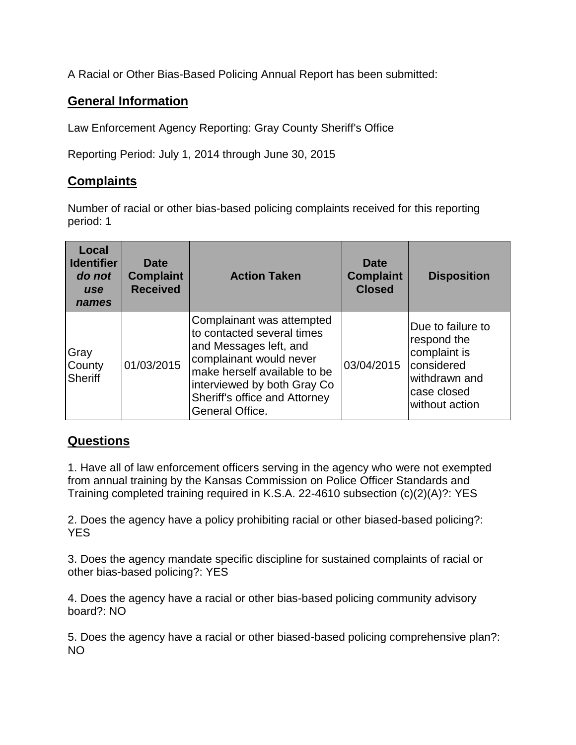A Racial or Other Bias-Based Policing Annual Report has been submitted:

## General Information

Law Enforcement Agency Reporting: Gray County Sheriff's Office

Reporting Period: July 1, 2014 through June 30, 2015

## Complaints

Number of racial or other bias-based policing complaints received for this reporting period: 1

| Local Identifier *do not use names* | Date Complaint Received | Action Taken | Date Complaint Closed | Disposition |
|---|---|---|---|---|
| Gray County Sheriff | 01/03/2015 | Complainant was attempted to contacted several times and Messages left, and complainant would never make herself available to be interviewed by both Gray Co Sheriff's office and Attorney General Office. | 03/04/2015 | Due to failure to respond the complaint is considered withdrawn and case closed without action |

## Questions

1. Have all of law enforcement officers serving in the agency who were not exempted from annual training by the Kansas Commission on Police Officer Standards and Training completed training required in K.S.A. 22-4610 subsection (c)(2)(A)?: YES

2. Does the agency have a policy prohibiting racial or other biased-based policing?: YES

3. Does the agency mandate specific discipline for sustained complaints of racial or other bias-based policing?: YES

4. Does the agency have a racial or other bias-based policing community advisory board?: NO

5. Does the agency have a racial or other biased-based policing comprehensive plan?: NO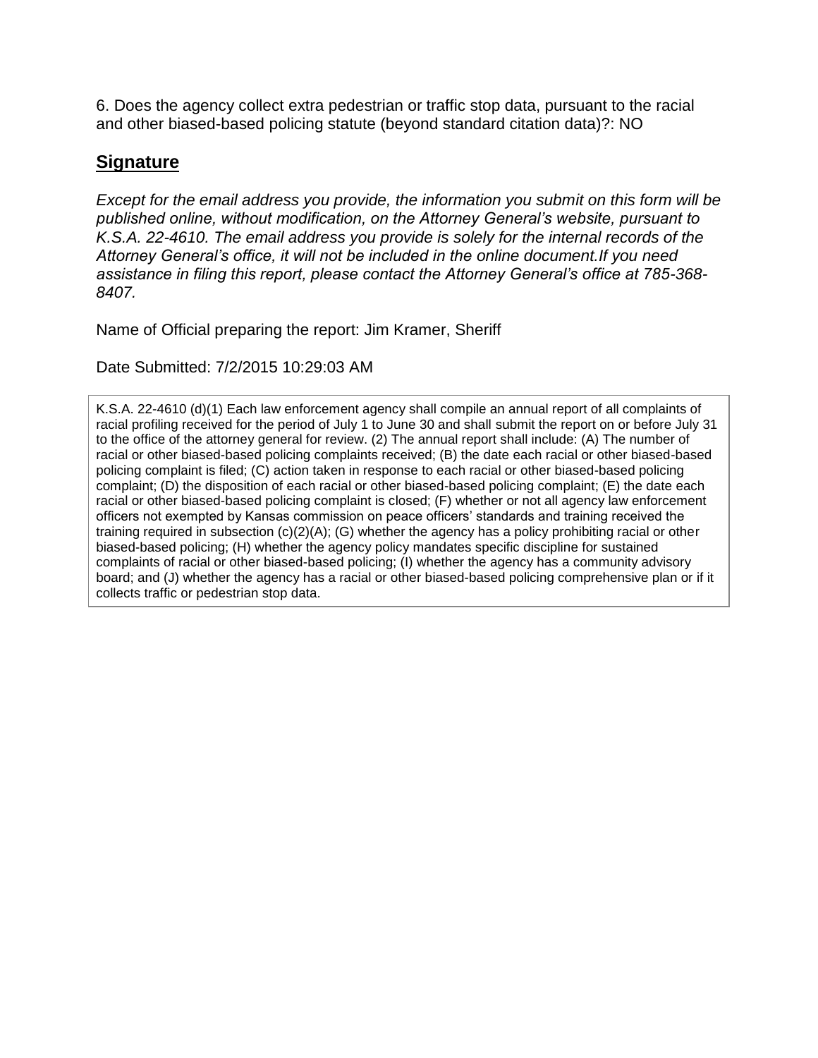6. Does the agency collect extra pedestrian or traffic stop data, pursuant to the racial and other biased-based policing statute (beyond standard citation data)?: NO

## Signature

*Except for the email address you provide, the information you submit on this form will be published online, without modification, on the Attorney General's website, pursuant to K.S.A. 22-4610. The email address you provide is solely for the internal records of the Attorney General's office, it will not be included in the online document.If you need assistance in filing this report, please contact the Attorney General's office at 785-368-8407.*

Name of Official preparing the report: Jim Kramer, Sheriff

Date Submitted: 7/2/2015 10:29:03 AM

K.S.A. 22-4610 (d)(1) Each law enforcement agency shall compile an annual report of all complaints of racial profiling received for the period of July 1 to June 30 and shall submit the report on or before July 31 to the office of the attorney general for review. (2) The annual report shall include: (A) The number of racial or other biased-based policing complaints received; (B) the date each racial or other biased-based policing complaint is filed; (C) action taken in response to each racial or other biased-based policing complaint; (D) the disposition of each racial or other biased-based policing complaint; (E) the date each racial or other biased-based policing complaint is closed; (F) whether or not all agency law enforcement officers not exempted by Kansas commission on peace officers' standards and training received the training required in subsection (c)(2)(A); (G) whether the agency has a policy prohibiting racial or other biased-based policing; (H) whether the agency policy mandates specific discipline for sustained complaints of racial or other biased-based policing; (I) whether the agency has a community advisory board; and (J) whether the agency has a racial or other biased-based policing comprehensive plan or if it collects traffic or pedestrian stop data.